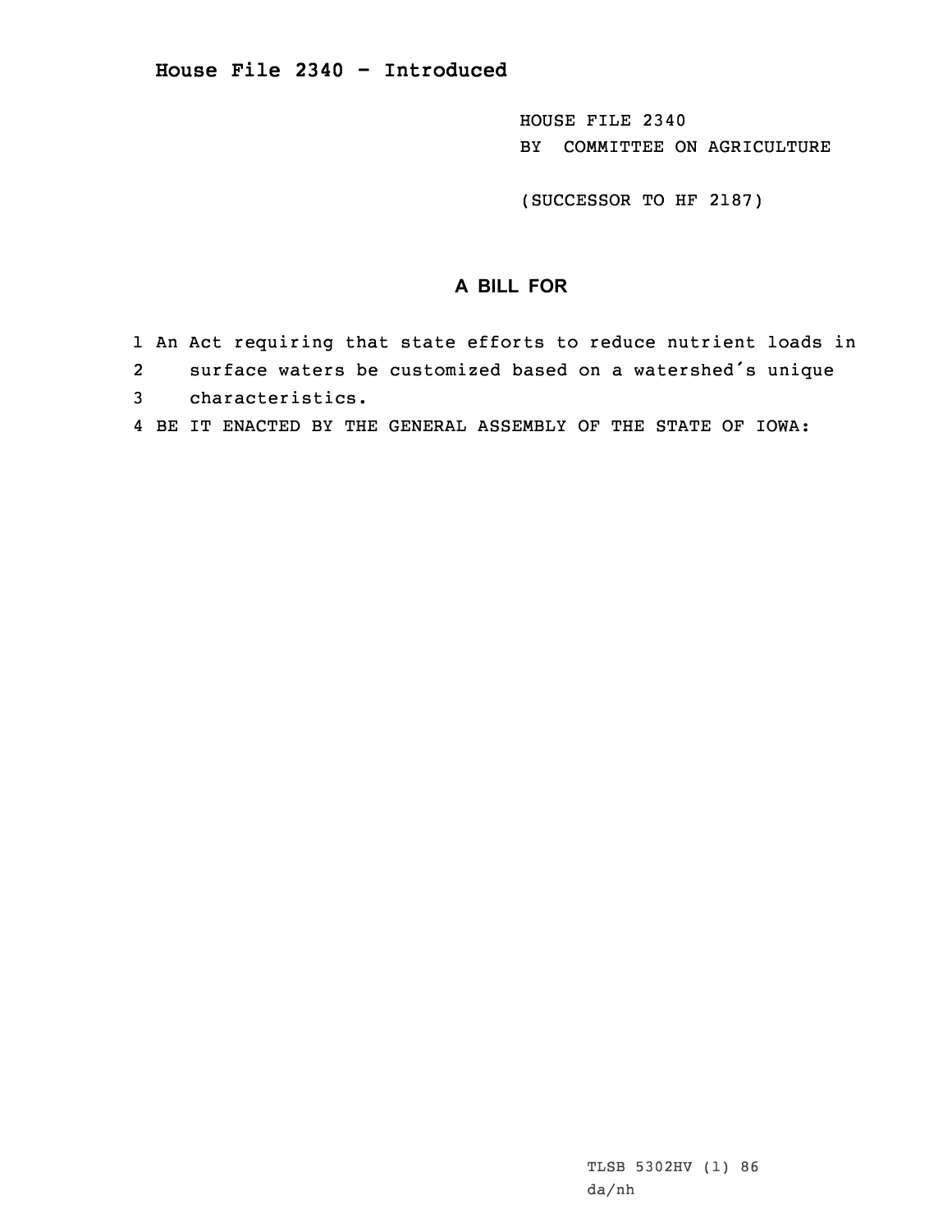# House File 2340 - Introduced

HOUSE FILE 2340
BY COMMITTEE ON AGRICULTURE

(SUCCESSOR TO HF 2187)

## A BILL FOR

1 An Act requiring that state efforts to reduce nutrient loads in
2 surface waters be customized based on a watershed's unique
3 characteristics.
4 BE IT ENACTED BY THE GENERAL ASSEMBLY OF THE STATE OF IOWA:

TLSB 5302HV (1) 86
da/nh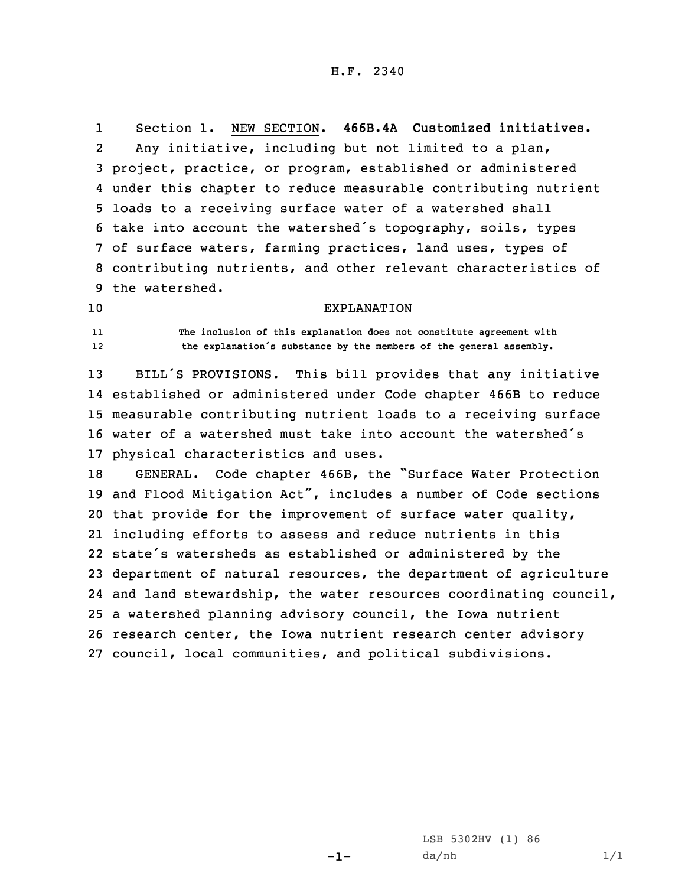H.F. 2340

Section 1. NEW SECTION. **466B.4A Customized initiatives.**

Any initiative, including but not limited to a plan, project, practice, or program, established or administered under this chapter to reduce measurable contributing nutrient loads to a receiving surface water of a watershed shall take into account the watershed's topography, soils, types of surface waters, farming practices, land uses, types of contributing nutrients, and other relevant characteristics of the watershed.

EXPLANATION

The inclusion of this explanation does not constitute agreement with the explanation's substance by the members of the general assembly.

BILL'S PROVISIONS. This bill provides that any initiative established or administered under Code chapter 466B to reduce measurable contributing nutrient loads to a receiving surface water of a watershed must take into account the watershed's physical characteristics and uses.

GENERAL. Code chapter 466B, the "Surface Water Protection and Flood Mitigation Act", includes a number of Code sections that provide for the improvement of surface water quality, including efforts to assess and reduce nutrients in this state's watersheds as established or administered by the department of natural resources, the department of agriculture and land stewardship, the water resources coordinating council, a watershed planning advisory council, the Iowa nutrient research center, the Iowa nutrient research center advisory council, local communities, and political subdivisions.

LSB 5302HV (1) 86
da/nh